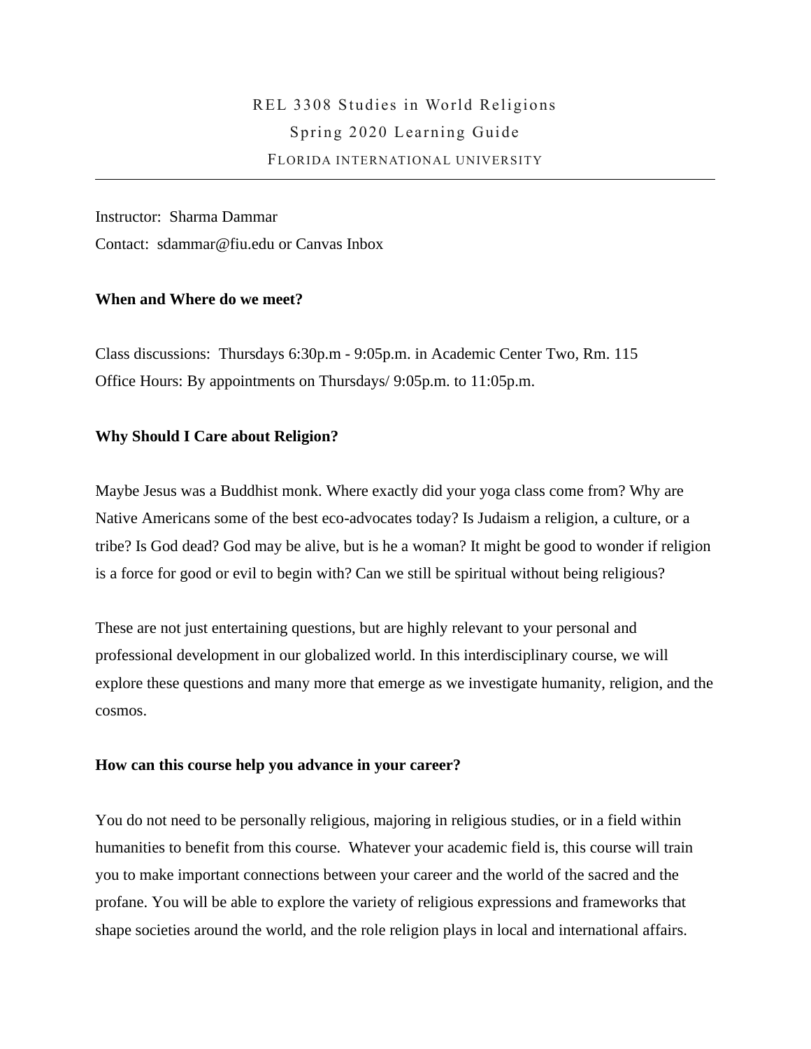# REL 3308 Studies in World Religions

## Spring 2020 Learning Guide

FLORIDA INTERNATIONAL UNIVERSITY

---

Instructor: Sharma Dammar

Contact: sdammar@fiu.edu or Canvas Inbox

**When and Where do we meet?**

Class discussions: Thursdays 6:30p.m - 9:05p.m. in Academic Center Two, Rm. 115

Office Hours: By appointments on Thursdays/ 9:05p.m. to 11:05p.m.

**Why Should I Care about Religion?**

Maybe Jesus was a Buddhist monk. Where exactly did your yoga class come from? Why are Native Americans some of the best eco-advocates today? Is Judaism a religion, a culture, or a tribe? Is God dead? God may be alive, but is he a woman? It might be good to wonder if religion is a force for good or evil to begin with? Can we still be spiritual without being religious?

These are not just entertaining questions, but are highly relevant to your personal and professional development in our globalized world. In this interdisciplinary course, we will explore these questions and many more that emerge as we investigate humanity, religion, and the cosmos.

**How can this course help you advance in your career?**

You do not need to be personally religious, majoring in religious studies, or in a field within humanities to benefit from this course. Whatever your academic field is, this course will train you to make important connections between your career and the world of the sacred and the profane. You will be able to explore the variety of religious expressions and frameworks that shape societies around the world, and the role religion plays in local and international affairs.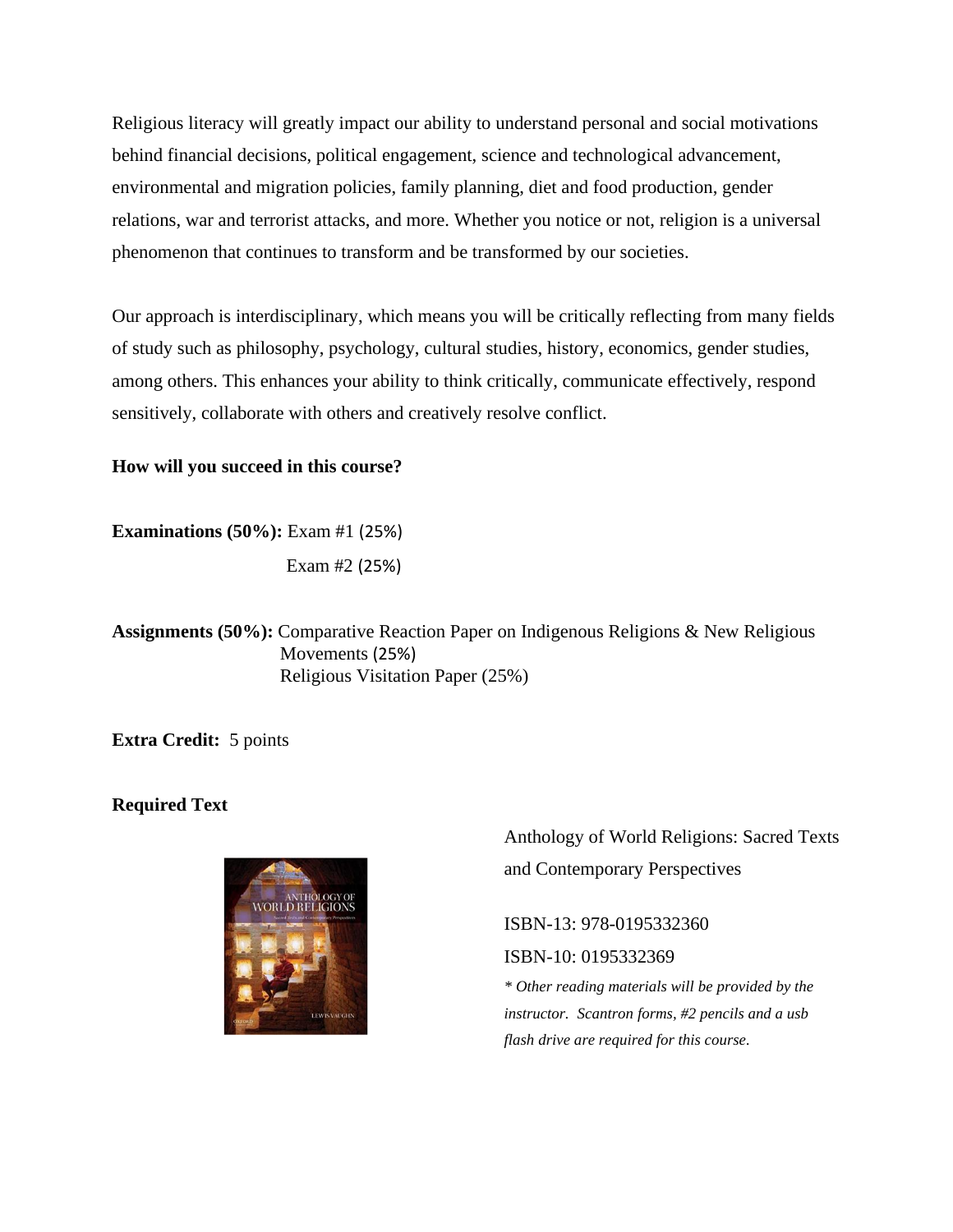Religious literacy will greatly impact our ability to understand personal and social motivations behind financial decisions, political engagement, science and technological advancement, environmental and migration policies, family planning, diet and food production, gender relations, war and terrorist attacks, and more. Whether you notice or not, religion is a universal phenomenon that continues to transform and be transformed by our societies.

Our approach is interdisciplinary, which means you will be critically reflecting from many fields of study such as philosophy, psychology, cultural studies, history, economics, gender studies, among others. This enhances your ability to think critically, communicate effectively, respond sensitively, collaborate with others and creatively resolve conflict.

**How will you succeed in this course?**

**Examinations (50%):** Exam #1 (25%)
Exam #2 (25%)

**Assignments (50%):** Comparative Reaction Paper on Indigenous Religions & New Religious Movements (25%)
Religious Visitation Paper (25%)

**Extra Credit:** 5 points

**Required Text**

Anthology of World Religions: Sacred Texts and Contemporary Perspectives

ISBN-13: 978-0195332360

ISBN-10: 0195332369

*\* Other reading materials will be provided by the instructor. Scantron forms, #2 pencils and a usb flash drive are required for this course.*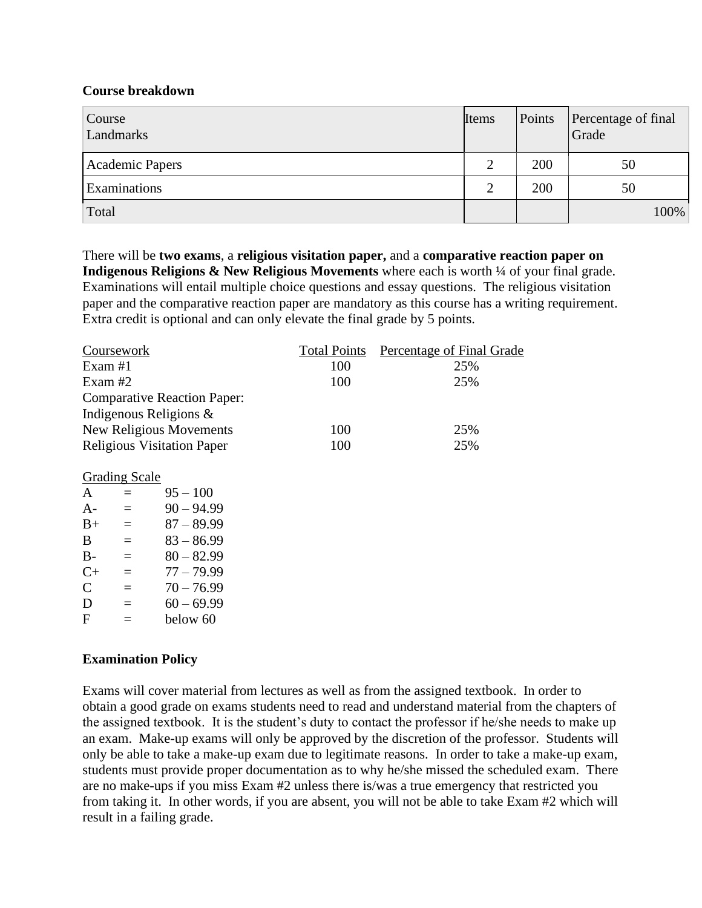**Course breakdown**

| Course Landmarks | Items | Points | Percentage of final Grade |
|---|---|---|---|
| Academic Papers | 2 | 200 | 50 |
| Examinations | 2 | 200 | 50 |
| Total | | | 100% |

There will be **two exams**, a **religious visitation paper,** and a **comparative reaction paper on Indigenous Religions & New Religious Movements** where each is worth ¼ of your final grade. Examinations will entail multiple choice questions and essay questions. The religious visitation paper and the comparative reaction paper are mandatory as this course has a writing requirement. Extra credit is optional and can only elevate the final grade by 5 points.

| Coursework | Total Points | Percentage of Final Grade |
|---|---|---|
| Exam #1 | 100 | 25% |
| Exam #2 | 100 | 25% |
| Comparative Reaction Paper: Indigenous Religions & New Religious Movements | 100 | 25% |
| Religious Visitation Paper | 100 | 25% |

Grading Scale

| | | |
|---|---|---|
| A | = | 95 – 100 |
| A- | = | 90 – 94.99 |
| B+ | = | 87 – 89.99 |
| B | = | 83 – 86.99 |
| B- | = | 80 – 82.99 |
| C+ | = | 77 – 79.99 |
| C | = | 70 – 76.99 |
| D | = | 60 – 69.99 |
| F | = | below 60 |

**Examination Policy**

Exams will cover material from lectures as well as from the assigned textbook. In order to obtain a good grade on exams students need to read and understand material from the chapters of the assigned textbook. It is the student's duty to contact the professor if he/she needs to make up an exam. Make-up exams will only be approved by the discretion of the professor. Students will only be able to take a make-up exam due to legitimate reasons. In order to take a make-up exam, students must provide proper documentation as to why he/she missed the scheduled exam. There are no make-ups if you miss Exam #2 unless there is/was a true emergency that restricted you from taking it. In other words, if you are absent, you will not be able to take Exam #2 which will result in a failing grade.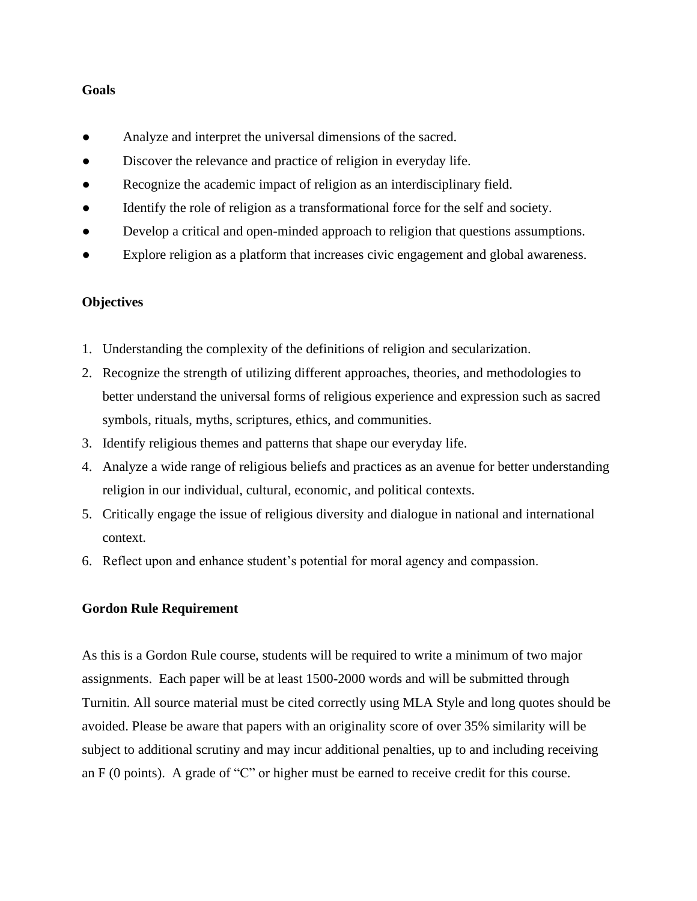**Goals**

- Analyze and interpret the universal dimensions of the sacred.
- Discover the relevance and practice of religion in everyday life.
- Recognize the academic impact of religion as an interdisciplinary field.
- Identify the role of religion as a transformational force for the self and society.
- Develop a critical and open-minded approach to religion that questions assumptions.
- Explore religion as a platform that increases civic engagement and global awareness.

**Objectives**

1. Understanding the complexity of the definitions of religion and secularization.
2. Recognize the strength of utilizing different approaches, theories, and methodologies to better understand the universal forms of religious experience and expression such as sacred symbols, rituals, myths, scriptures, ethics, and communities.
3. Identify religious themes and patterns that shape our everyday life.
4. Analyze a wide range of religious beliefs and practices as an avenue for better understanding religion in our individual, cultural, economic, and political contexts.
5. Critically engage the issue of religious diversity and dialogue in national and international context.
6. Reflect upon and enhance student's potential for moral agency and compassion.

**Gordon Rule Requirement**

As this is a Gordon Rule course, students will be required to write a minimum of two major assignments. Each paper will be at least 1500-2000 words and will be submitted through Turnitin. All source material must be cited correctly using MLA Style and long quotes should be avoided. Please be aware that papers with an originality score of over 35% similarity will be subject to additional scrutiny and may incur additional penalties, up to and including receiving an F (0 points). A grade of "C" or higher must be earned to receive credit for this course.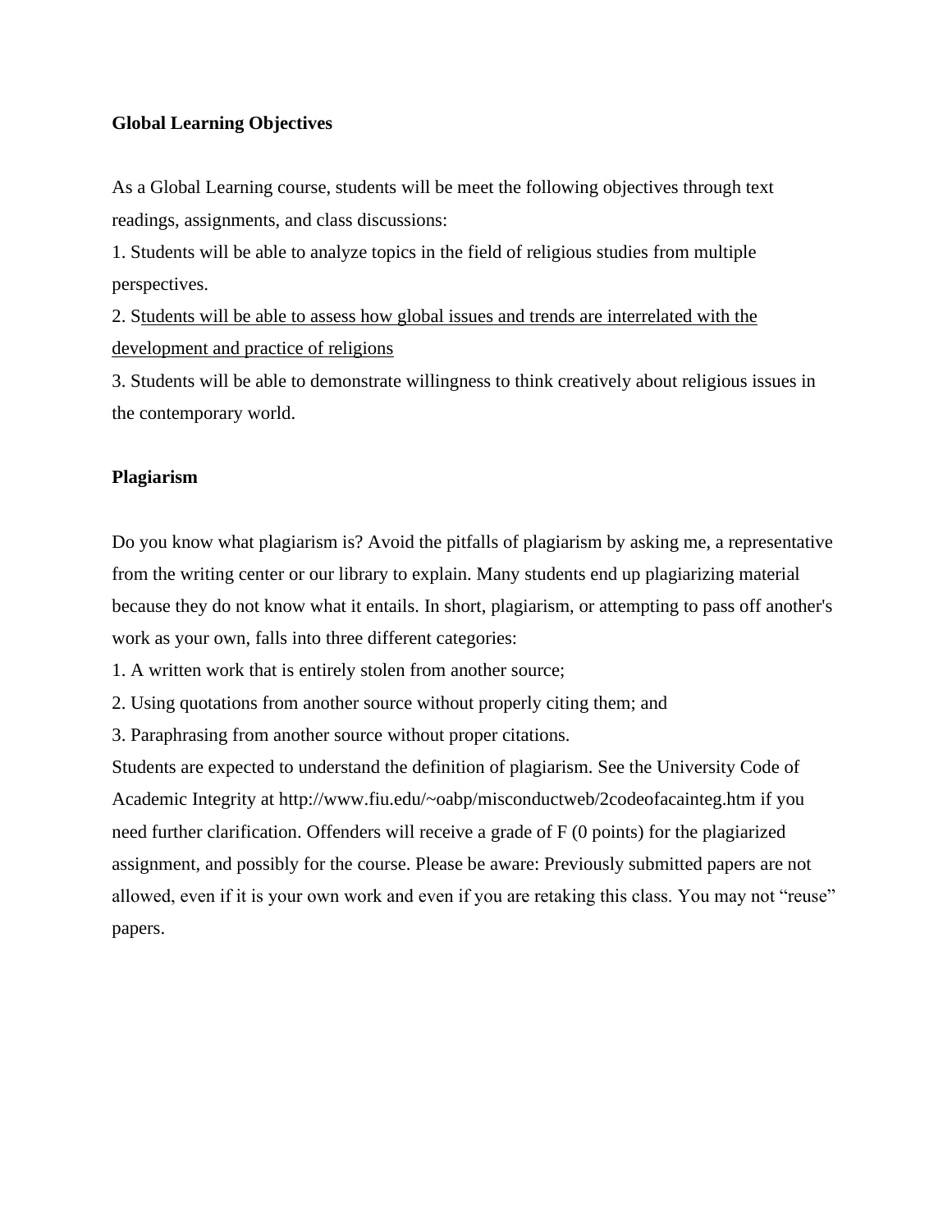**Global Learning Objectives**

As a Global Learning course, students will be meet the following objectives through text readings, assignments, and class discussions:

1. Students will be able to analyze topics in the field of religious studies from multiple perspectives.
2. Students will be able to assess how global issues and trends are interrelated with the development and practice of religions
3. Students will be able to demonstrate willingness to think creatively about religious issues in the contemporary world.

**Plagiarism**

Do you know what plagiarism is? Avoid the pitfalls of plagiarism by asking me, a representative from the writing center or our library to explain. Many students end up plagiarizing material because they do not know what it entails. In short, plagiarism, or attempting to pass off another's work as your own, falls into three different categories:

1. A written work that is entirely stolen from another source;
2. Using quotations from another source without properly citing them; and
3. Paraphrasing from another source without proper citations.

Students are expected to understand the definition of plagiarism. See the University Code of Academic Integrity at http://www.fiu.edu/~oabp/misconductweb/2codeofacainteg.htm if you need further clarification. Offenders will receive a grade of F (0 points) for the plagiarized assignment, and possibly for the course. Please be aware: Previously submitted papers are not allowed, even if it is your own work and even if you are retaking this class. You may not "reuse" papers.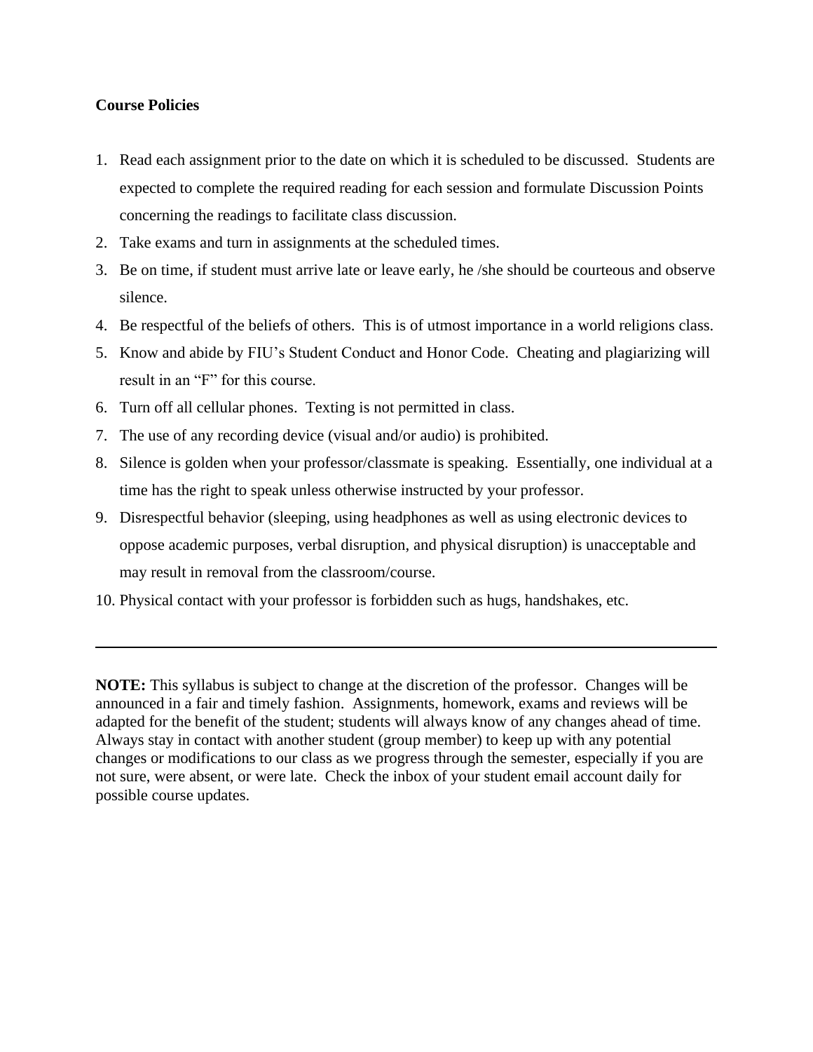**Course Policies**

1. Read each assignment prior to the date on which it is scheduled to be discussed. Students are expected to complete the required reading for each session and formulate Discussion Points concerning the readings to facilitate class discussion.
2. Take exams and turn in assignments at the scheduled times.
3. Be on time, if student must arrive late or leave early, he /she should be courteous and observe silence.
4. Be respectful of the beliefs of others. This is of utmost importance in a world religions class.
5. Know and abide by FIU's Student Conduct and Honor Code. Cheating and plagiarizing will result in an "F" for this course.
6. Turn off all cellular phones. Texting is not permitted in class.
7. The use of any recording device (visual and/or audio) is prohibited.
8. Silence is golden when your professor/classmate is speaking. Essentially, one individual at a time has the right to speak unless otherwise instructed by your professor.
9. Disrespectful behavior (sleeping, using headphones as well as using electronic devices to oppose academic purposes, verbal disruption, and physical disruption) is unacceptable and may result in removal from the classroom/course.
10. Physical contact with your professor is forbidden such as hugs, handshakes, etc.

---

**NOTE:** This syllabus is subject to change at the discretion of the professor. Changes will be announced in a fair and timely fashion. Assignments, homework, exams and reviews will be adapted for the benefit of the student; students will always know of any changes ahead of time. Always stay in contact with another student (group member) to keep up with any potential changes or modifications to our class as we progress through the semester, especially if you are not sure, were absent, or were late. Check the inbox of your student email account daily for possible course updates.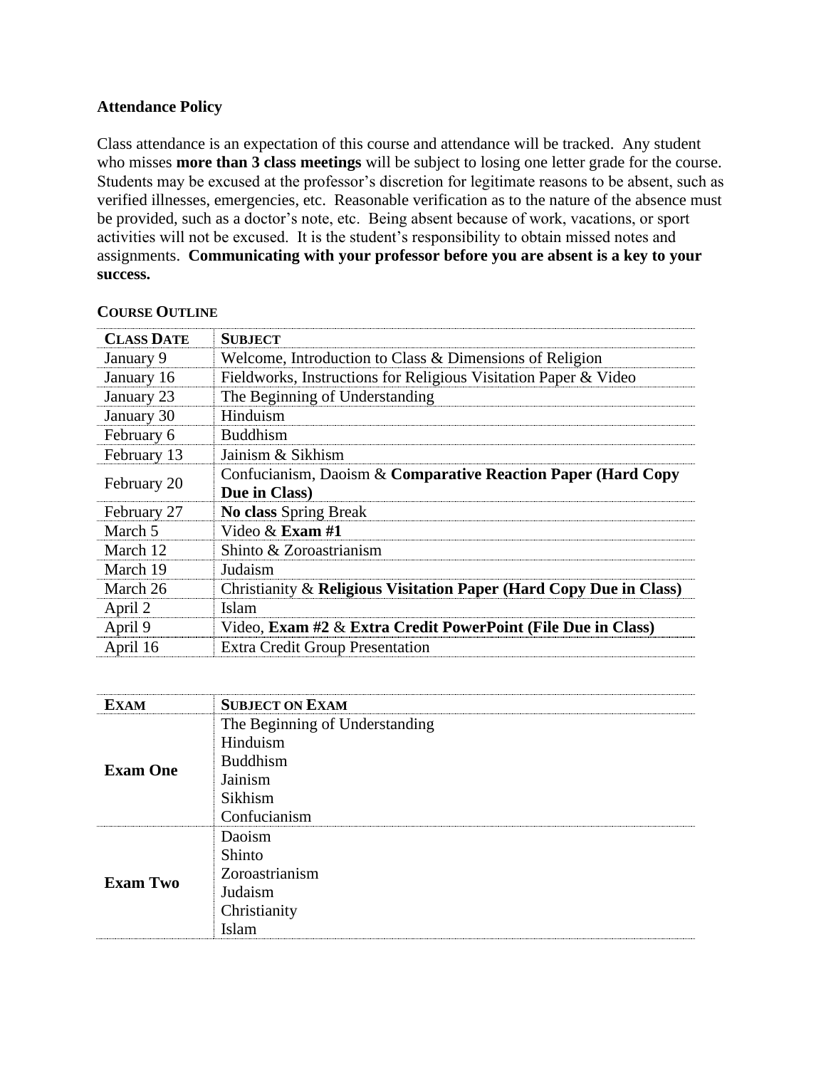**Attendance Policy**

Class attendance is an expectation of this course and attendance will be tracked. Any student who misses **more than 3 class meetings** will be subject to losing one letter grade for the course. Students may be excused at the professor's discretion for legitimate reasons to be absent, such as verified illnesses, emergencies, etc. Reasonable verification as to the nature of the absence must be provided, such as a doctor's note, etc. Being absent because of work, vacations, or sport activities will not be excused. It is the student's responsibility to obtain missed notes and assignments. **Communicating with your professor before you are absent is a key to your success.**

**COURSE OUTLINE**

| **CLASS DATE** | **SUBJECT** |
|---|---|
| January 9 | Welcome, Introduction to Class & Dimensions of Religion |
| January 16 | Fieldworks, Instructions for Religious Visitation Paper & Video |
| January 23 | The Beginning of Understanding |
| January 30 | Hinduism |
| February 6 | Buddhism |
| February 13 | Jainism & Sikhism |
| February 20 | Confucianism, Daoism & **Comparative Reaction Paper (Hard Copy Due in Class)** |
| February 27 | **No class** Spring Break |
| March 5 | Video & **Exam #1** |
| March 12 | Shinto & Zoroastrianism |
| March 19 | Judaism |
| March 26 | Christianity & **Religious Visitation Paper (Hard Copy Due in Class)** |
| April 2 | Islam |
| April 9 | Video, **Exam #2** & **Extra Credit PowerPoint (File Due in Class)** |
| April 16 | Extra Credit Group Presentation |

| **EXAM** | **SUBJECT ON EXAM** |
|---|---|
| **Exam One** | The Beginning of Understanding<br>Hinduism<br>Buddhism<br>Jainism<br>Sikhism<br>Confucianism |
| **Exam Two** | Daoism<br>Shinto<br>Zoroastrianism<br>Judaism<br>Christianity<br>Islam |